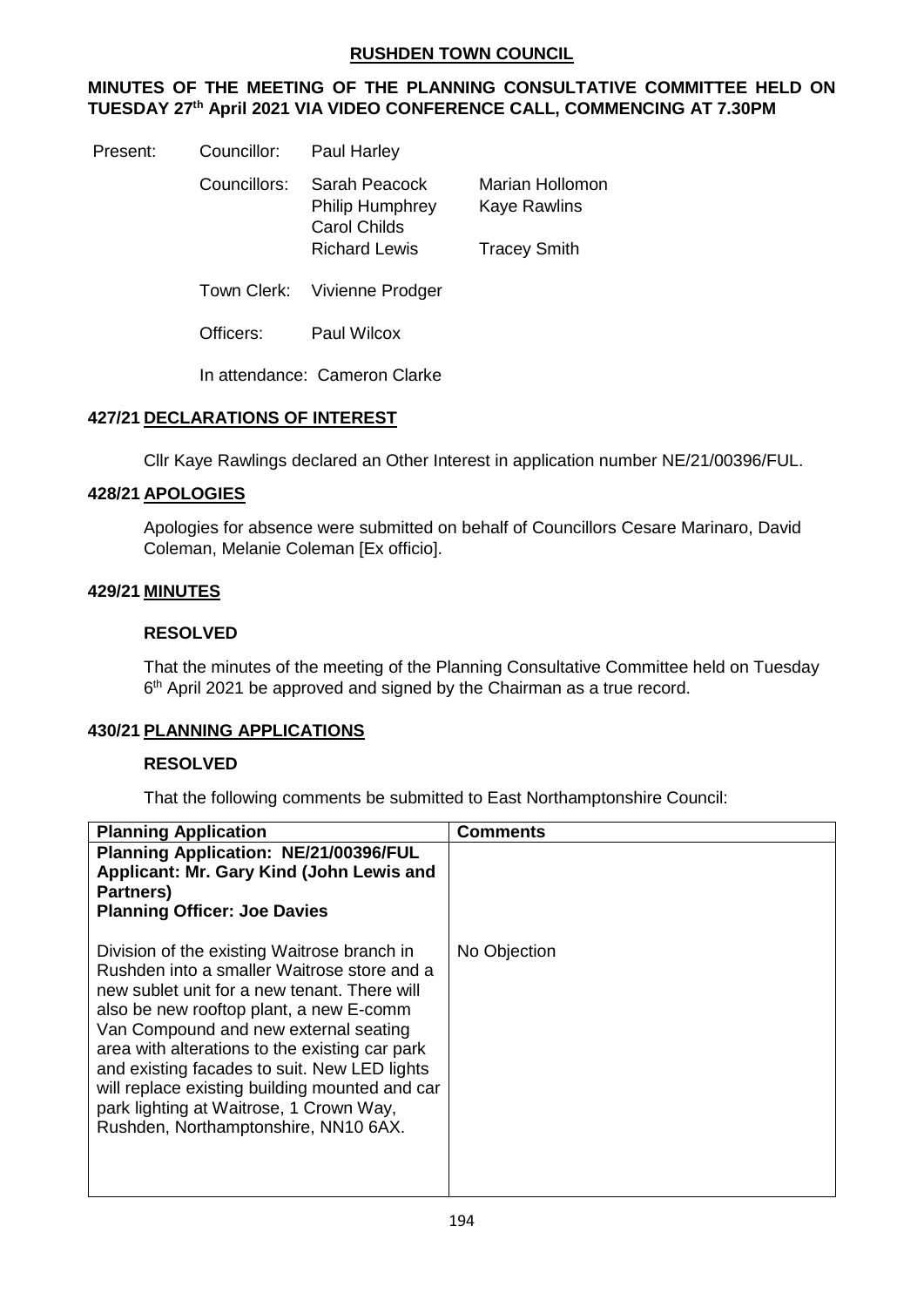**RUSHDEN TOWN COUNCIL**

**MINUTES OF THE MEETING OF THE PLANNING CONSULTATIVE COMMITTEE HELD ON TUESDAY 27th April 2021 VIA VIDEO CONFERENCE CALL, COMMENCING AT 7.30PM**

Present: Councillor: Paul Harley

Councillors: Sarah Peacock, Marian Hollomon, Philip Humphrey, Kaye Rawlins, Carol Childs, Richard Lewis, Tracey Smith

Town Clerk: Vivienne Prodger

Officers: Paul Wilcox

In attendance: Cameron Clarke

## 427/21 DECLARATIONS OF INTEREST

Cllr Kaye Rawlings declared an Other Interest in application number NE/21/00396/FUL.

## 428/21 APOLOGIES

Apologies for absence were submitted on behalf of Councillors Cesare Marinaro, David Coleman, Melanie Coleman [Ex officio].

## 429/21 MINUTES

**RESOLVED**

That the minutes of the meeting of the Planning Consultative Committee held on Tuesday 6th April 2021 be approved and signed by the Chairman as a true record.

## 430/21 PLANNING APPLICATIONS

**RESOLVED**

That the following comments be submitted to East Northamptonshire Council:

| Planning Application | Comments |
|---|---|
| **Planning Application: NE/21/00396/FUL**<br>**Applicant: Mr. Gary Kind (John Lewis and Partners)**<br>**Planning Officer: Joe Davies**<br><br>Division of the existing Waitrose branch in Rushden into a smaller Waitrose store and a new sublet unit for a new tenant. There will also be new rooftop plant, a new E-comm Van Compound and new external seating area with alterations to the existing car park and existing facades to suit. New LED lights will replace existing building mounted and car park lighting at Waitrose, 1 Crown Way, Rushden, Northamptonshire, NN10 6AX. | No Objection |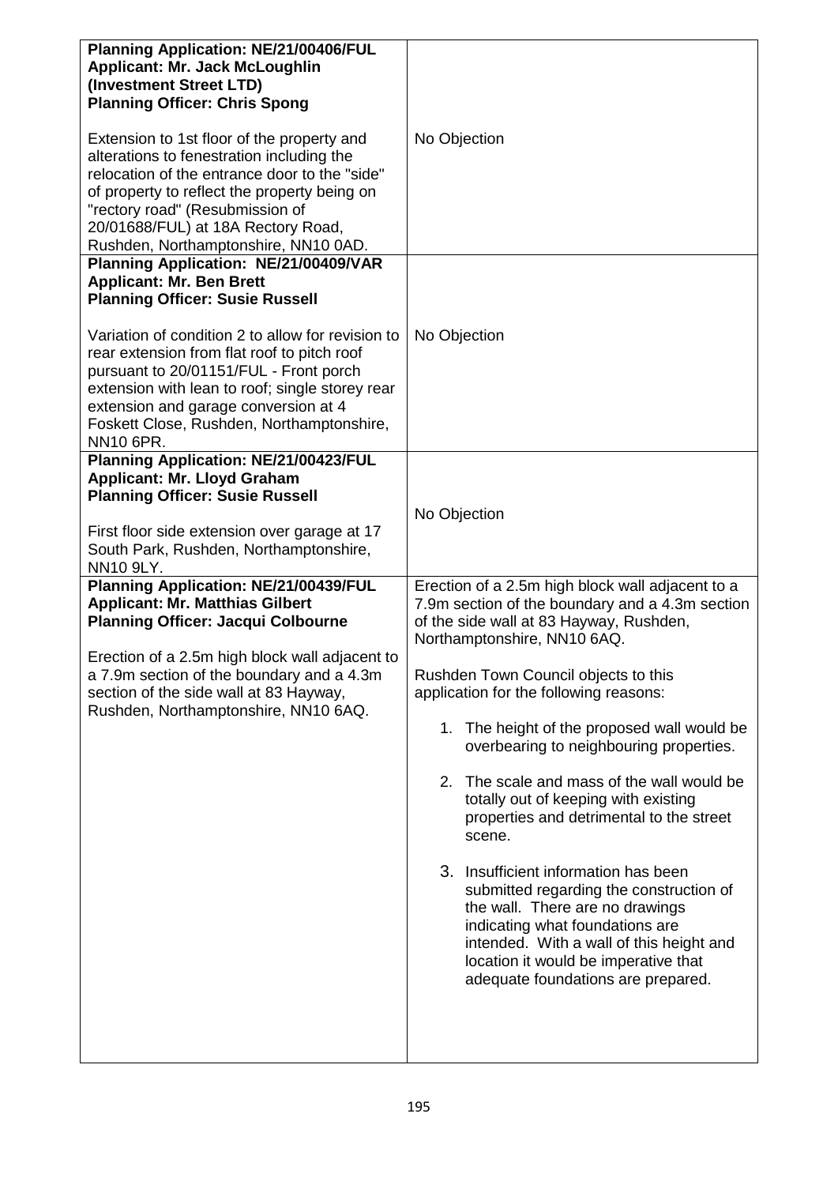| | |
|---|---|
| **Planning Application: NE/21/00406/FUL**<br>**Applicant: Mr. Jack McLoughlin (Investment Street LTD)**<br>**Planning Officer: Chris Spong**<br><br>Extension to 1st floor of the property and alterations to fenestration including the relocation of the entrance door to the "side" of property to reflect the property being on "rectory road" (Resubmission of 20/01688/FUL) at 18A Rectory Road, Rushden, Northamptonshire, NN10 0AD. | No Objection |
| **Planning Application: NE/21/00409/VAR**<br>**Applicant: Mr. Ben Brett**<br>**Planning Officer: Susie Russell**<br><br>Variation of condition 2 to allow for revision to rear extension from flat roof to pitch roof pursuant to 20/01151/FUL - Front porch extension with lean to roof; single storey rear extension and garage conversion at 4 Foskett Close, Rushden, Northamptonshire, NN10 6PR. | No Objection |
| **Planning Application: NE/21/00423/FUL**<br>**Applicant: Mr. Lloyd Graham**<br>**Planning Officer: Susie Russell**<br><br>First floor side extension over garage at 17 South Park, Rushden, Northamptonshire, NN10 9LY. | No Objection |
| **Planning Application: NE/21/00439/FUL**<br>**Applicant: Mr. Matthias Gilbert**<br>**Planning Officer: Jacqui Colbourne**<br><br>Erection of a 2.5m high block wall adjacent to a 7.9m section of the boundary and a 4.3m section of the side wall at 83 Hayway, Rushden, Northamptonshire, NN10 6AQ. | Erection of a 2.5m high block wall adjacent to a 7.9m section of the boundary and a 4.3m section of the side wall at 83 Hayway, Rushden, Northamptonshire, NN10 6AQ.<br><br>Rushden Town Council objects to this application for the following reasons:<br><br>1. The height of the proposed wall would be overbearing to neighbouring properties.<br><br>2. The scale and mass of the wall would be totally out of keeping with existing properties and detrimental to the street scene.<br><br>3. Insufficient information has been submitted regarding the construction of the wall. There are no drawings indicating what foundations are intended. With a wall of this height and location it would be imperative that adequate foundations are prepared. |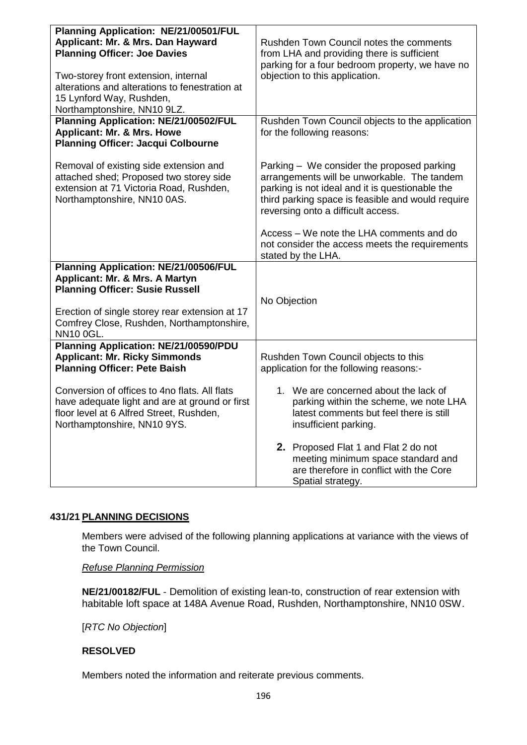| **Planning Application: NE/21/00501/FUL**<br>**Applicant: Mr. & Mrs. Dan Hayward**<br>**Planning Officer: Joe Davies**<br><br>Two-storey front extension, internal alterations and alterations to fenestration at 15 Lynford Way, Rushden, Northamptonshire, NN10 9LZ. | Rushden Town Council notes the comments from LHA and providing there is sufficient parking for a four bedroom property, we have no objection to this application. |
|---|---|
| **Planning Application: NE/21/00502/FUL**<br>**Applicant: Mr. & Mrs. Howe**<br>**Planning Officer: Jacqui Colbourne**<br><br>Removal of existing side extension and attached shed; Proposed two storey side extension at 71 Victoria Road, Rushden, Northamptonshire, NN10 0AS. | Rushden Town Council objects to the application for the following reasons:<br><br>Parking – We consider the proposed parking arrangements will be unworkable. The tandem parking is not ideal and it is questionable the third parking space is feasible and would require reversing onto a difficult access.<br><br>Access – We note the LHA comments and do not consider the access meets the requirements stated by the LHA. |
| **Planning Application: NE/21/00506/FUL**<br>**Applicant: Mr. & Mrs. A Martyn**<br>**Planning Officer: Susie Russell**<br><br>Erection of single storey rear extension at 17 Comfrey Close, Rushden, Northamptonshire, NN10 0GL. | No Objection |
| **Planning Application: NE/21/00590/PDU**<br>**Applicant: Mr. Ricky Simmonds**<br>**Planning Officer: Pete Baish**<br><br>Conversion of offices to 4no flats. All flats have adequate light and are at ground or first floor level at 6 Alfred Street, Rushden, Northamptonshire, NN10 9YS. | Rushden Town Council objects to this application for the following reasons:-<br><br>1. We are concerned about the lack of parking within the scheme, we note LHA latest comments but feel there is still insufficient parking.<br><br>**2.** Proposed Flat 1 and Flat 2 do not meeting minimum space standard and are therefore in conflict with the Core Spatial strategy. |

## 431/21 PLANNING DECISIONS

Members were advised of the following planning applications at variance with the views of the Town Council.

*Refuse Planning Permission*

**NE/21/00182/FUL** - Demolition of existing lean-to, construction of rear extension with habitable loft space at 148A Avenue Road, Rushden, Northamptonshire, NN10 0SW.

[*RTC No Objection*]

**RESOLVED**

Members noted the information and reiterate previous comments.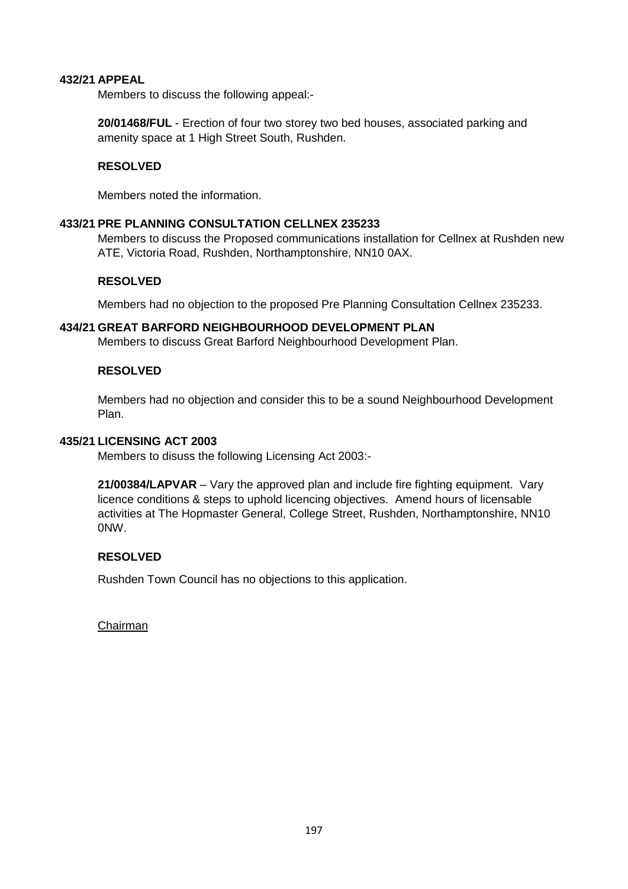**432/21 APPEAL**

Members to discuss the following appeal:-

**20/01468/FUL** - Erection of four two storey two bed houses, associated parking and amenity space at 1 High Street South, Rushden.

**RESOLVED**

Members noted the information.

**433/21 PRE PLANNING CONSULTATION CELLNEX 235233**

Members to discuss the Proposed communications installation for Cellnex at Rushden new ATE, Victoria Road, Rushden, Northamptonshire, NN10 0AX.

**RESOLVED**

Members had no objection to the proposed Pre Planning Consultation Cellnex 235233.

**434/21 GREAT BARFORD NEIGHBOURHOOD DEVELOPMENT PLAN**

Members to discuss Great Barford Neighbourhood Development Plan.

**RESOLVED**

Members had no objection and consider this to be a sound Neighbourhood Development Plan.

**435/21 LICENSING ACT 2003**

Members to disuss the following Licensing Act 2003:-

**21/00384/LAPVAR** – Vary the approved plan and include fire fighting equipment. Vary licence conditions & steps to uphold licencing objectives. Amend hours of licensable activities at The Hopmaster General, College Street, Rushden, Northamptonshire, NN10 0NW.

**RESOLVED**

Rushden Town Council has no objections to this application.

Chairman